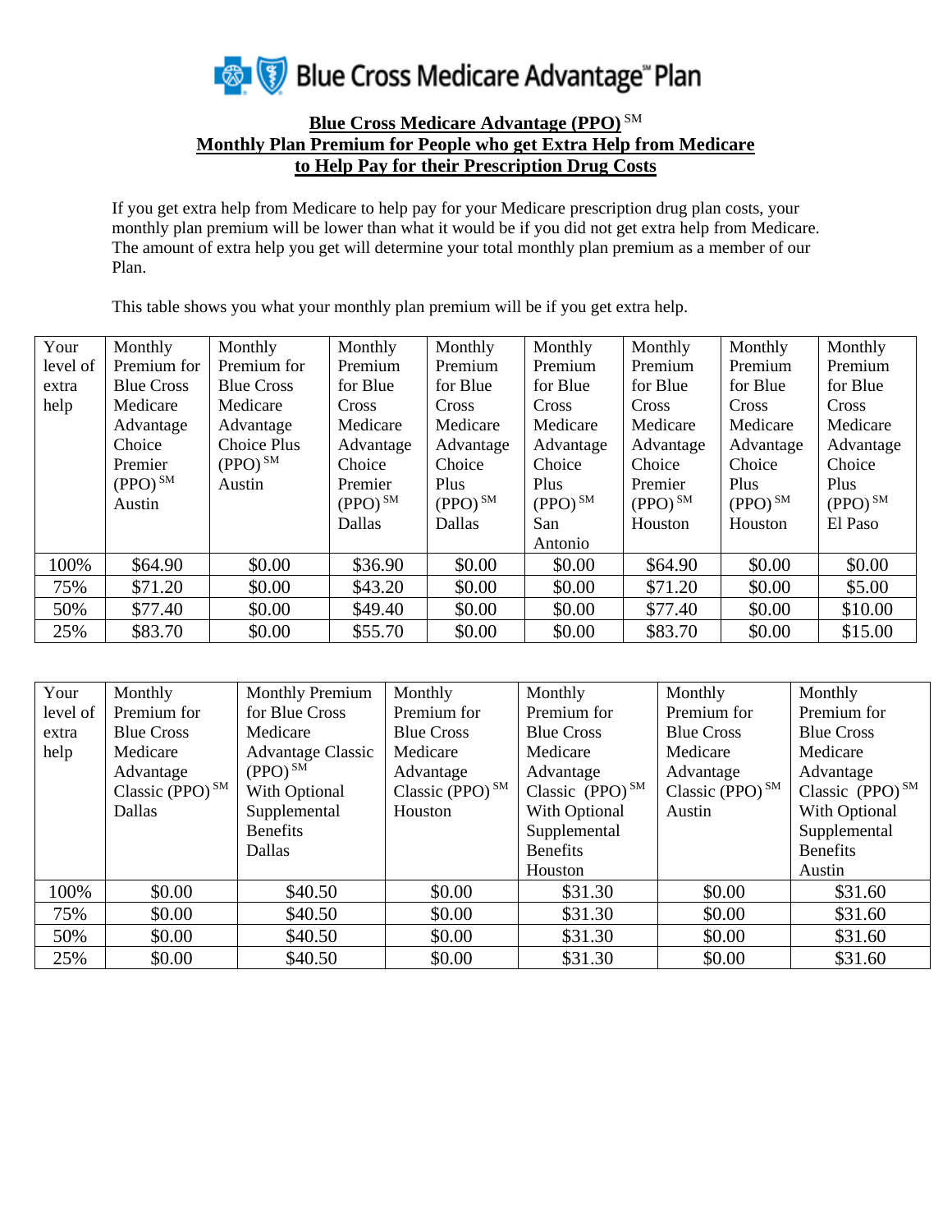Blue Cross Medicare Advantage℠ Plan

## Blue Cross Medicare Advantage (PPO) SM
## Monthly Plan Premium for People who get Extra Help from Medicare to Help Pay for their Prescription Drug Costs

If you get extra help from Medicare to help pay for your Medicare prescription drug plan costs, your monthly plan premium will be lower than what it would be if you did not get extra help from Medicare. The amount of extra help you get will determine your total monthly plan premium as a member of our Plan.

This table shows you what your monthly plan premium will be if you get extra help.

| Your level of extra help | Monthly Premium for Blue Cross Medicare Advantage Choice Premier (PPO) SM Austin | Monthly Premium for Blue Cross Medicare Advantage Choice Plus (PPO) SM Austin | Monthly Premium for Blue Cross Medicare Advantage Choice Premier (PPO) SM Dallas | Monthly Premium for Blue Cross Medicare Advantage Choice Plus (PPO) SM Dallas | Monthly Premium for Blue Cross Medicare Advantage Choice Plus (PPO) SM San Antonio | Monthly Premium for Blue Cross Medicare Advantage Choice Premier (PPO) SM Houston | Monthly Premium for Blue Cross Medicare Advantage Choice Plus (PPO) SM Houston | Monthly Premium for Blue Cross Medicare Advantage Choice Plus (PPO) SM El Paso |
|---|---|---|---|---|---|---|---|---|
| 100% | $64.90 | $0.00 | $36.90 | $0.00 | $0.00 | $64.90 | $0.00 | $0.00 |
| 75% | $71.20 | $0.00 | $43.20 | $0.00 | $0.00 | $71.20 | $0.00 | $5.00 |
| 50% | $77.40 | $0.00 | $49.40 | $0.00 | $0.00 | $77.40 | $0.00 | $10.00 |
| 25% | $83.70 | $0.00 | $55.70 | $0.00 | $0.00 | $83.70 | $0.00 | $15.00 |

| Your level of extra help | Monthly Premium for Blue Cross Medicare Advantage Classic (PPO) SM Dallas | Monthly Premium for Blue Cross Medicare Advantage Classic (PPO) SM With Optional Supplemental Benefits Dallas | Monthly Premium for Blue Cross Medicare Advantage Classic (PPO) SM Houston | Monthly Premium for Blue Cross Medicare Advantage Classic (PPO) SM With Optional Supplemental Benefits Houston | Monthly Premium for Blue Cross Medicare Advantage Classic (PPO) SM Austin | Monthly Premium for Blue Cross Medicare Advantage Classic (PPO) SM With Optional Supplemental Benefits Austin |
|---|---|---|---|---|---|---|
| 100% | $0.00 | $40.50 | $0.00 | $31.30 | $0.00 | $31.60 |
| 75% | $0.00 | $40.50 | $0.00 | $31.30 | $0.00 | $31.60 |
| 50% | $0.00 | $40.50 | $0.00 | $31.30 | $0.00 | $31.60 |
| 25% | $0.00 | $40.50 | $0.00 | $31.30 | $0.00 | $31.60 |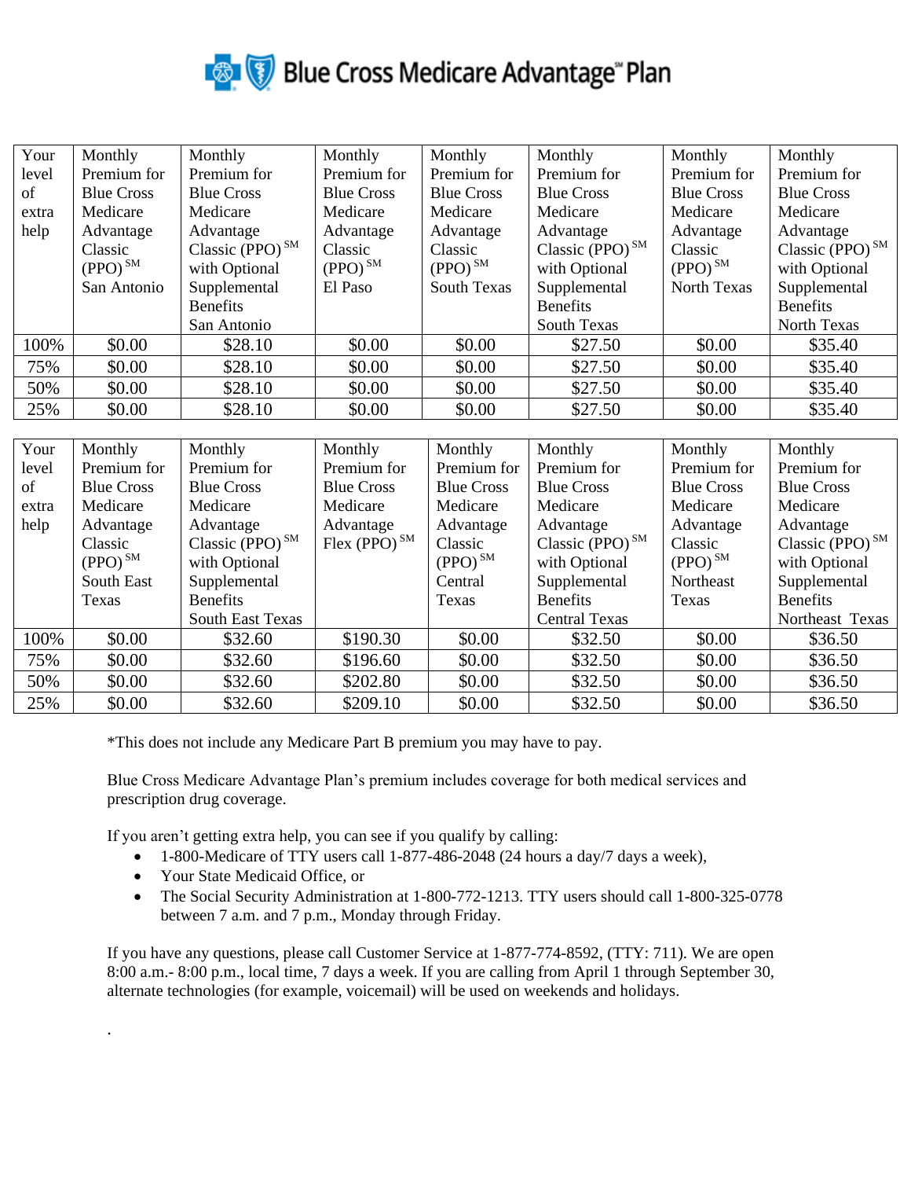# Blue Cross Medicare Advantage℠ Plan

| Your level of extra help | Monthly Premium for Blue Cross Medicare Advantage Classic (PPO) SM San Antonio | Monthly Premium for Blue Cross Medicare Advantage Classic (PPO) SM with Optional Supplemental Benefits San Antonio | Monthly Premium for Blue Cross Medicare Advantage Classic (PPO) SM El Paso | Monthly Premium for Blue Cross Medicare Advantage Classic (PPO) SM South Texas | Monthly Premium for Blue Cross Medicare Advantage Classic (PPO) SM with Optional Supplemental Benefits South Texas | Monthly Premium for Blue Cross Medicare Advantage Classic (PPO) SM North Texas | Monthly Premium for Blue Cross Medicare Advantage Classic (PPO) SM with Optional Supplemental Benefits North Texas |
|---|---|---|---|---|---|---|---|
| 100% | $0.00 | $28.10 | $0.00 | $0.00 | $27.50 | $0.00 | $35.40 |
| 75% | $0.00 | $28.10 | $0.00 | $0.00 | $27.50 | $0.00 | $35.40 |
| 50% | $0.00 | $28.10 | $0.00 | $0.00 | $27.50 | $0.00 | $35.40 |
| 25% | $0.00 | $28.10 | $0.00 | $0.00 | $27.50 | $0.00 | $35.40 |

| Your level of extra help | Monthly Premium for Blue Cross Medicare Advantage Classic (PPO) SM South East Texas | Monthly Premium for Blue Cross Medicare Advantage Classic (PPO) SM with Optional Supplemental Benefits South East Texas | Monthly Premium for Blue Cross Medicare Advantage Flex (PPO) SM | Monthly Premium for Blue Cross Medicare Advantage Classic (PPO) SM Central Texas | Monthly Premium for Blue Cross Medicare Advantage Classic (PPO) SM with Optional Supplemental Benefits Central Texas | Monthly Premium for Blue Cross Medicare Advantage Classic (PPO) SM Northeast Texas | Monthly Premium for Blue Cross Medicare Advantage Classic (PPO) SM with Optional Supplemental Benefits Northeast Texas |
|---|---|---|---|---|---|---|---|
| 100% | $0.00 | $32.60 | $190.30 | $0.00 | $32.50 | $0.00 | $36.50 |
| 75% | $0.00 | $32.60 | $196.60 | $0.00 | $32.50 | $0.00 | $36.50 |
| 50% | $0.00 | $32.60 | $202.80 | $0.00 | $32.50 | $0.00 | $36.50 |
| 25% | $0.00 | $32.60 | $209.10 | $0.00 | $32.50 | $0.00 | $36.50 |

*This does not include any Medicare Part B premium you may have to pay.

Blue Cross Medicare Advantage Plan's premium includes coverage for both medical services and prescription drug coverage.

If you aren't getting extra help, you can see if you qualify by calling:

- 1-800-Medicare of TTY users call 1-877-486-2048 (24 hours a day/7 days a week),
- Your State Medicaid Office, or
- The Social Security Administration at 1-800-772-1213. TTY users should call 1-800-325-0778 between 7 a.m. and 7 p.m., Monday through Friday.

If you have any questions, please call Customer Service at 1-877-774-8592, (TTY: 711). We are open 8:00 a.m.- 8:00 p.m., local time, 7 days a week. If you are calling from April 1 through September 30, alternate technologies (for example, voicemail) will be used on weekends and holidays.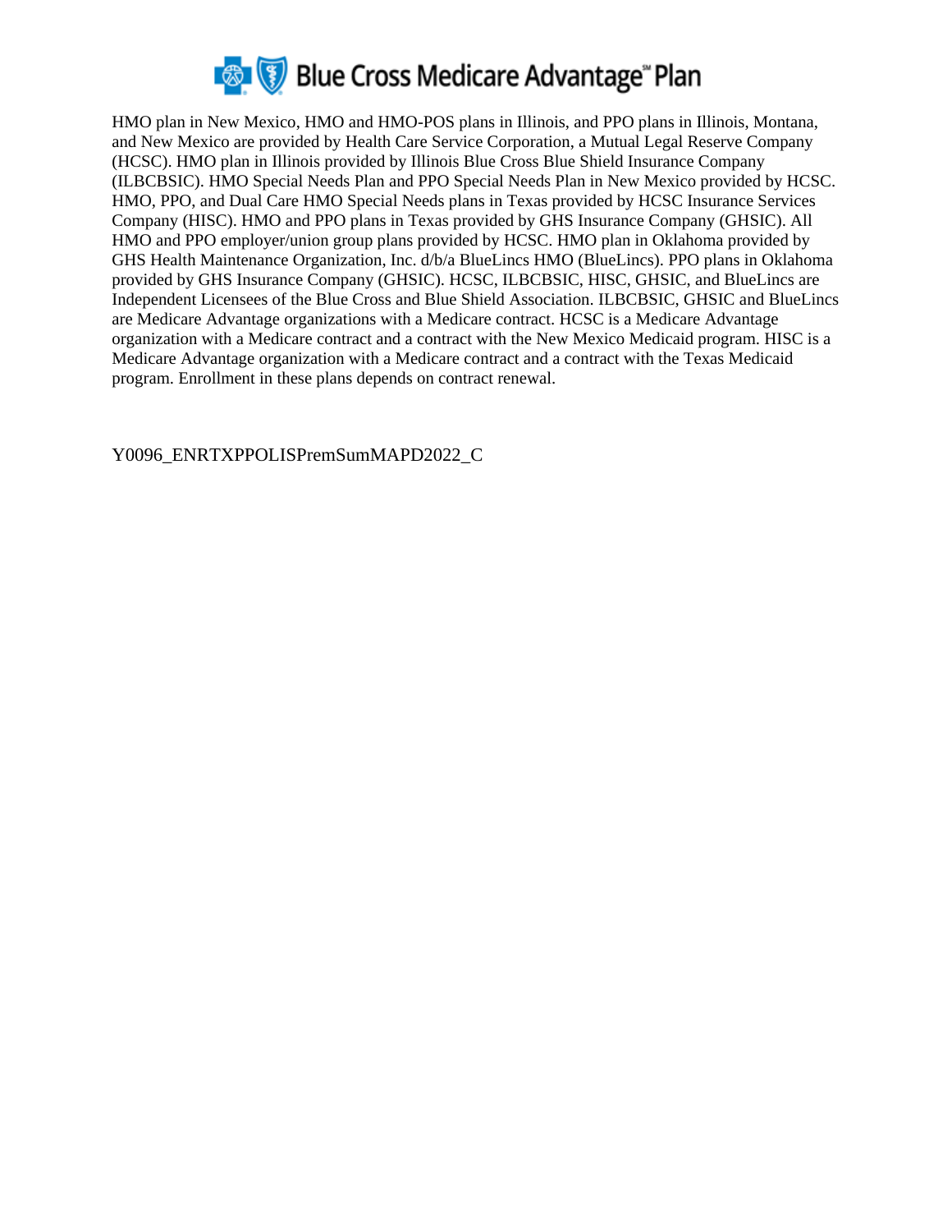Blue Cross Medicare Advantage℠ Plan

HMO plan in New Mexico, HMO and HMO-POS plans in Illinois, and PPO plans in Illinois, Montana, and New Mexico are provided by Health Care Service Corporation, a Mutual Legal Reserve Company (HCSC). HMO plan in Illinois provided by Illinois Blue Cross Blue Shield Insurance Company (ILBCBSIC). HMO Special Needs Plan and PPO Special Needs Plan in New Mexico provided by HCSC. HMO, PPO, and Dual Care HMO Special Needs plans in Texas provided by HCSC Insurance Services Company (HISC). HMO and PPO plans in Texas provided by GHS Insurance Company (GHSIC). All HMO and PPO employer/union group plans provided by HCSC. HMO plan in Oklahoma provided by GHS Health Maintenance Organization, Inc. d/b/a BlueLincs HMO (BlueLincs). PPO plans in Oklahoma provided by GHS Insurance Company (GHSIC). HCSC, ILBCBSIC, HISC, GHSIC, and BlueLincs are Independent Licensees of the Blue Cross and Blue Shield Association. ILBCBSIC, GHSIC and BlueLincs are Medicare Advantage organizations with a Medicare contract. HCSC is a Medicare Advantage organization with a Medicare contract and a contract with the New Mexico Medicaid program. HISC is a Medicare Advantage organization with a Medicare contract and a contract with the Texas Medicaid program. Enrollment in these plans depends on contract renewal.

Y0096_ENRTXPPOLISPremSumMAPD2022_C